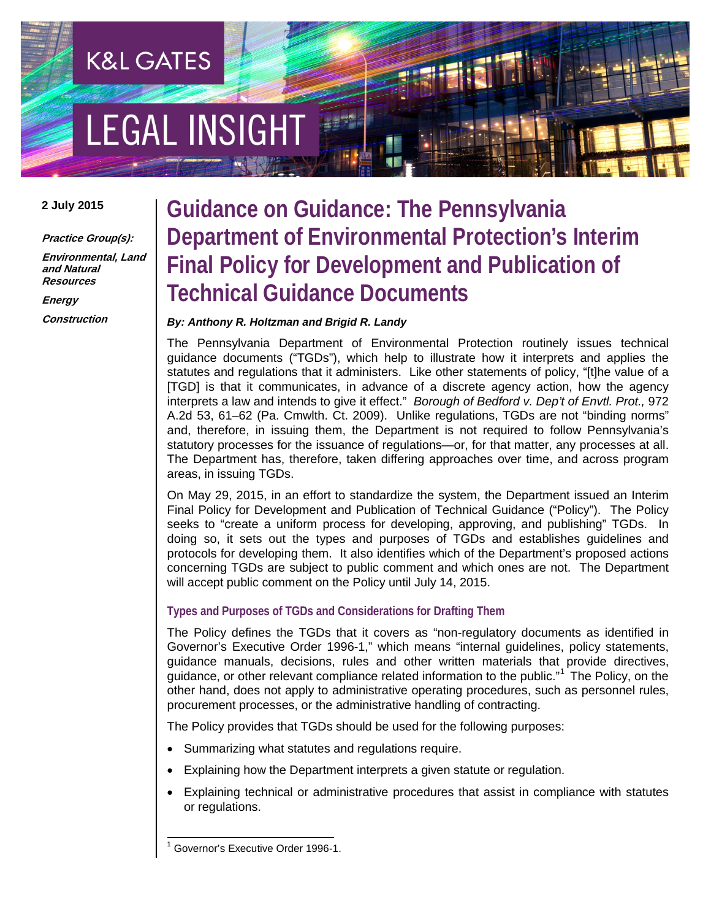K&L GATES

LEGAL INSIGHT

2 July 2015

***Practice Group(s):***

***Environmental, Land and Natural Resources***

***Energy***

***Construction***

# Guidance on Guidance: The Pennsylvania Department of Environmental Protection's Interim Final Policy for Development and Publication of Technical Guidance Documents

***By: Anthony R. Holtzman and Brigid R. Landy***

The Pennsylvania Department of Environmental Protection routinely issues technical guidance documents ("TGDs"), which help to illustrate how it interprets and applies the statutes and regulations that it administers. Like other statements of policy, "[t]he value of a [TGD] is that it communicates, in advance of a discrete agency action, how the agency interprets a law and intends to give it effect." *Borough of Bedford v. Dep't of Envtl. Prot.,* 972 A.2d 53, 61–62 (Pa. Cmwlth. Ct. 2009). Unlike regulations, TGDs are not "binding norms" and, therefore, in issuing them, the Department is not required to follow Pennsylvania's statutory processes for the issuance of regulations—or, for that matter, any processes at all. The Department has, therefore, taken differing approaches over time, and across program areas, in issuing TGDs.

On May 29, 2015, in an effort to standardize the system, the Department issued an Interim Final Policy for Development and Publication of Technical Guidance ("Policy"). The Policy seeks to "create a uniform process for developing, approving, and publishing" TGDs. In doing so, it sets out the types and purposes of TGDs and establishes guidelines and protocols for developing them. It also identifies which of the Department's proposed actions concerning TGDs are subject to public comment and which ones are not. The Department will accept public comment on the Policy until July 14, 2015.

### Types and Purposes of TGDs and Considerations for Drafting Them

The Policy defines the TGDs that it covers as "non-regulatory documents as identified in Governor's Executive Order 1996-1," which means "internal guidelines, policy statements, guidance manuals, decisions, rules and other written materials that provide directives, guidance, or other relevant compliance related information to the public."[1] The Policy, on the other hand, does not apply to administrative operating procedures, such as personnel rules, procurement processes, or the administrative handling of contracting.

The Policy provides that TGDs should be used for the following purposes:

- Summarizing what statutes and regulations require.
- Explaining how the Department interprets a given statute or regulation.
- Explaining technical or administrative procedures that assist in compliance with statutes or regulations.

[1] Governor's Executive Order 1996-1.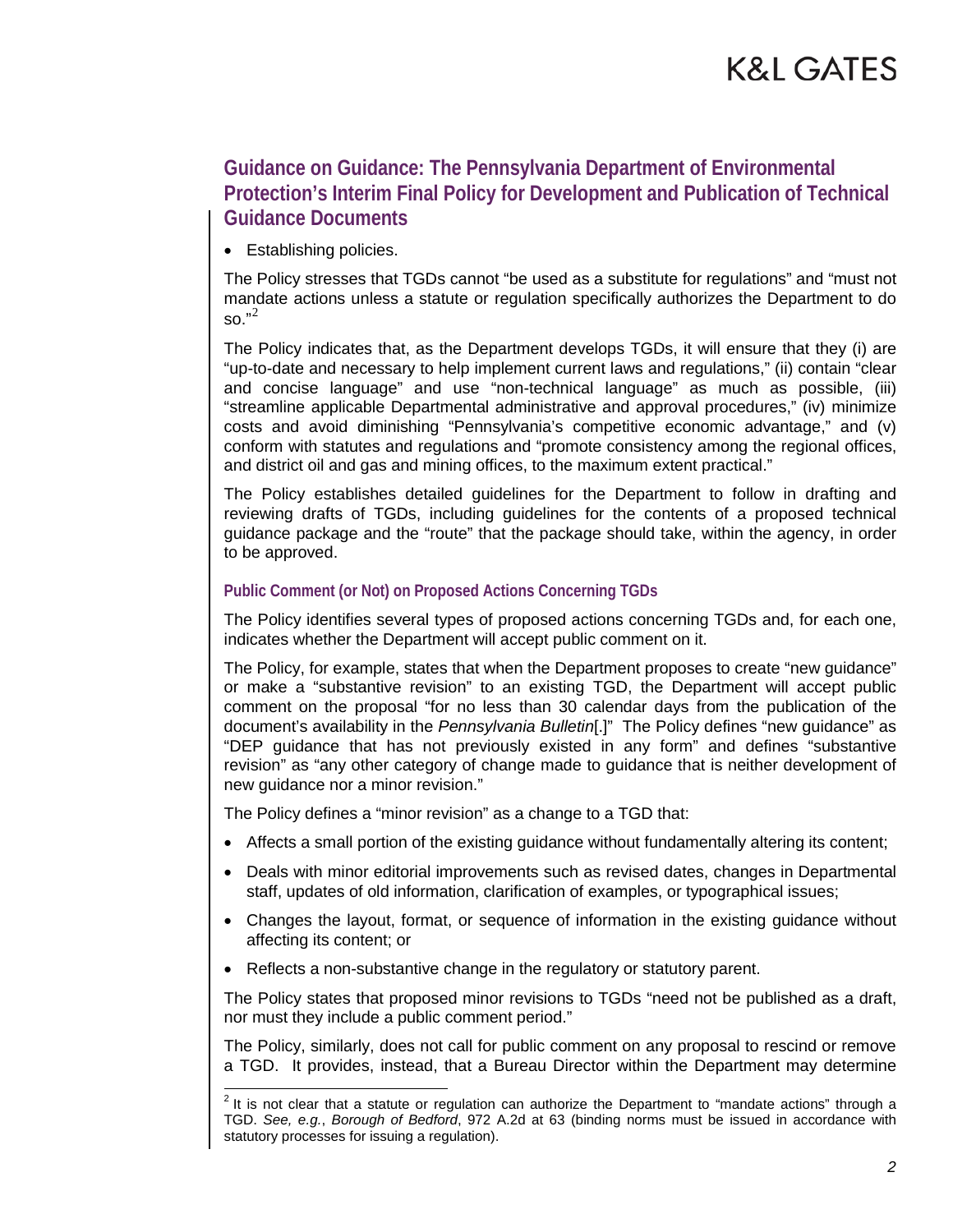## Guidance on Guidance: The Pennsylvania Department of Environmental Protection's Interim Final Policy for Development and Publication of Technical Guidance Documents

- Establishing policies.

The Policy stresses that TGDs cannot "be used as a substitute for regulations" and "must not mandate actions unless a statute or regulation specifically authorizes the Department to do so."[2]

The Policy indicates that, as the Department develops TGDs, it will ensure that they (i) are "up-to-date and necessary to help implement current laws and regulations," (ii) contain "clear and concise language" and use "non-technical language" as much as possible, (iii) "streamline applicable Departmental administrative and approval procedures," (iv) minimize costs and avoid diminishing "Pennsylvania's competitive economic advantage," and (v) conform with statutes and regulations and "promote consistency among the regional offices, and district oil and gas and mining offices, to the maximum extent practical."

The Policy establishes detailed guidelines for the Department to follow in drafting and reviewing drafts of TGDs, including guidelines for the contents of a proposed technical guidance package and the "route" that the package should take, within the agency, in order to be approved.

### Public Comment (or Not) on Proposed Actions Concerning TGDs

The Policy identifies several types of proposed actions concerning TGDs and, for each one, indicates whether the Department will accept public comment on it.

The Policy, for example, states that when the Department proposes to create "new guidance" or make a "substantive revision" to an existing TGD, the Department will accept public comment on the proposal "for no less than 30 calendar days from the publication of the document's availability in the *Pennsylvania Bulletin*[.]" The Policy defines "new guidance" as "DEP guidance that has not previously existed in any form" and defines "substantive revision" as "any other category of change made to guidance that is neither development of new guidance nor a minor revision."

The Policy defines a "minor revision" as a change to a TGD that:

- Affects a small portion of the existing guidance without fundamentally altering its content;
- Deals with minor editorial improvements such as revised dates, changes in Departmental staff, updates of old information, clarification of examples, or typographical issues;
- Changes the layout, format, or sequence of information in the existing guidance without affecting its content; or
- Reflects a non-substantive change in the regulatory or statutory parent.

The Policy states that proposed minor revisions to TGDs "need not be published as a draft, nor must they include a public comment period."

The Policy, similarly, does not call for public comment on any proposal to rescind or remove a TGD. It provides, instead, that a Bureau Director within the Department may determine

[2] It is not clear that a statute or regulation can authorize the Department to "mandate actions" through a TGD. *See, e.g.*, *Borough of Bedford*, 972 A.2d at 63 (binding norms must be issued in accordance with statutory processes for issuing a regulation).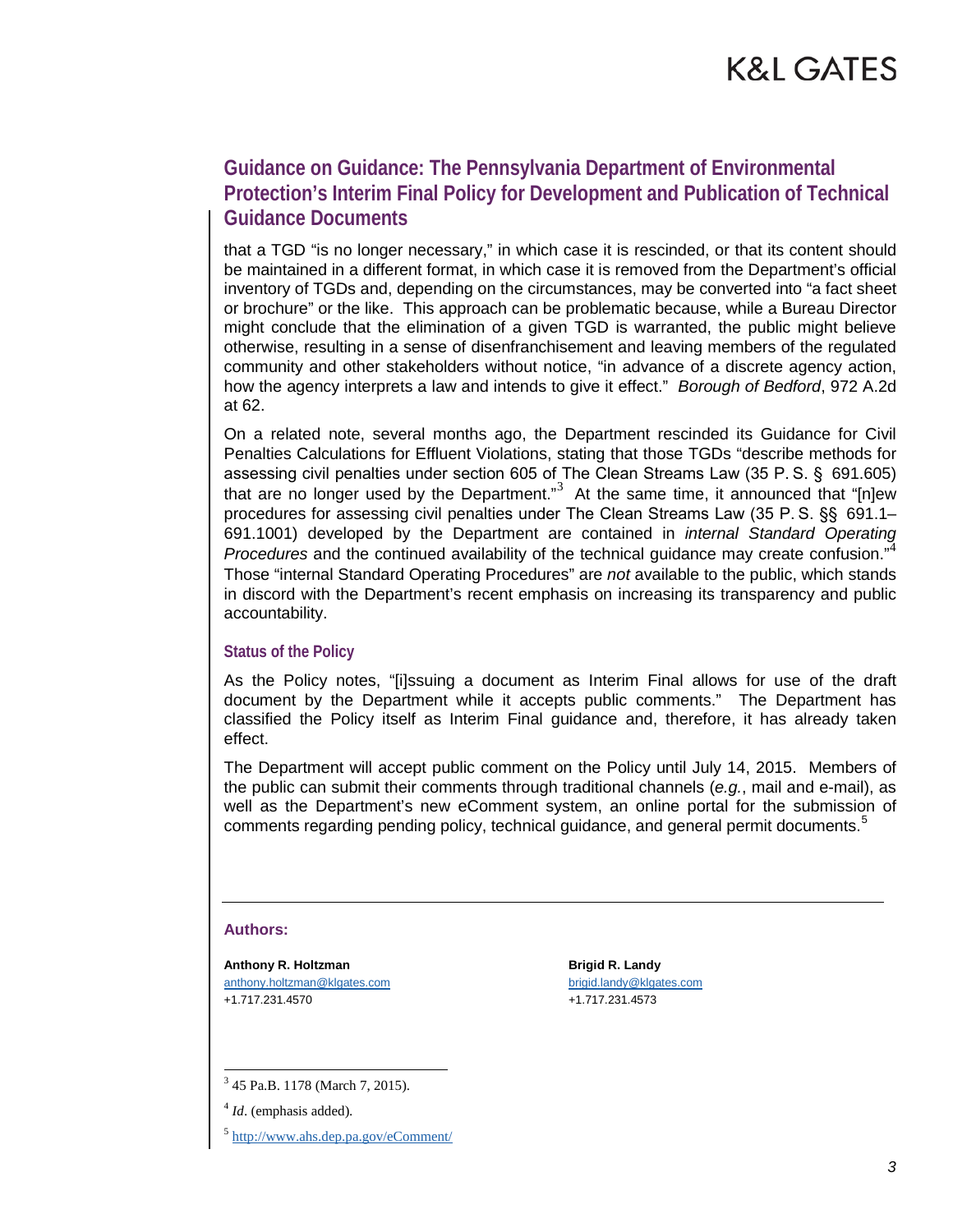that a TGD "is no longer necessary," in which case it is rescinded, or that its content should be maintained in a different format, in which case it is removed from the Department's official inventory of TGDs and, depending on the circumstances, may be converted into "a fact sheet or brochure" or the like. This approach can be problematic because, while a Bureau Director might conclude that the elimination of a given TGD is warranted, the public might believe otherwise, resulting in a sense of disenfranchisement and leaving members of the regulated community and other stakeholders without notice, "in advance of a discrete agency action, how the agency interprets a law and intends to give it effect." *Borough of Bedford*, 972 A.2d at 62.

On a related note, several months ago, the Department rescinded its Guidance for Civil Penalties Calculations for Effluent Violations, stating that those TGDs "describe methods for assessing civil penalties under section 605 of The Clean Streams Law (35 P. S. § 691.605) that are no longer used by the Department."[3] At the same time, it announced that "[n]ew procedures for assessing civil penalties under The Clean Streams Law (35 P. S. §§ 691.1–691.1001) developed by the Department are contained in *internal Standard Operating Procedures* and the continued availability of the technical guidance may create confusion."[4] Those "internal Standard Operating Procedures" are *not* available to the public, which stands in discord with the Department's recent emphasis on increasing its transparency and public accountability.

### Status of the Policy

As the Policy notes, "[i]ssuing a document as Interim Final allows for use of the draft document by the Department while it accepts public comments." The Department has classified the Policy itself as Interim Final guidance and, therefore, it has already taken effect.

The Department will accept public comment on the Policy until July 14, 2015. Members of the public can submit their comments through traditional channels (*e.g.*, mail and e-mail), as well as the Department's new eComment system, an online portal for the submission of comments regarding pending policy, technical guidance, and general permit documents.[5]

---

**Authors:**

**Anthony R. Holtzman**
anthony.holtzman@klgates.com
+1.717.231.4570

**Brigid R. Landy**
brigid.landy@klgates.com
+1.717.231.4573

---

[3] 45 Pa.B. 1178 (March 7, 2015).

[4] *Id*. (emphasis added).

[5] http://www.ahs.dep.pa.gov/eComment/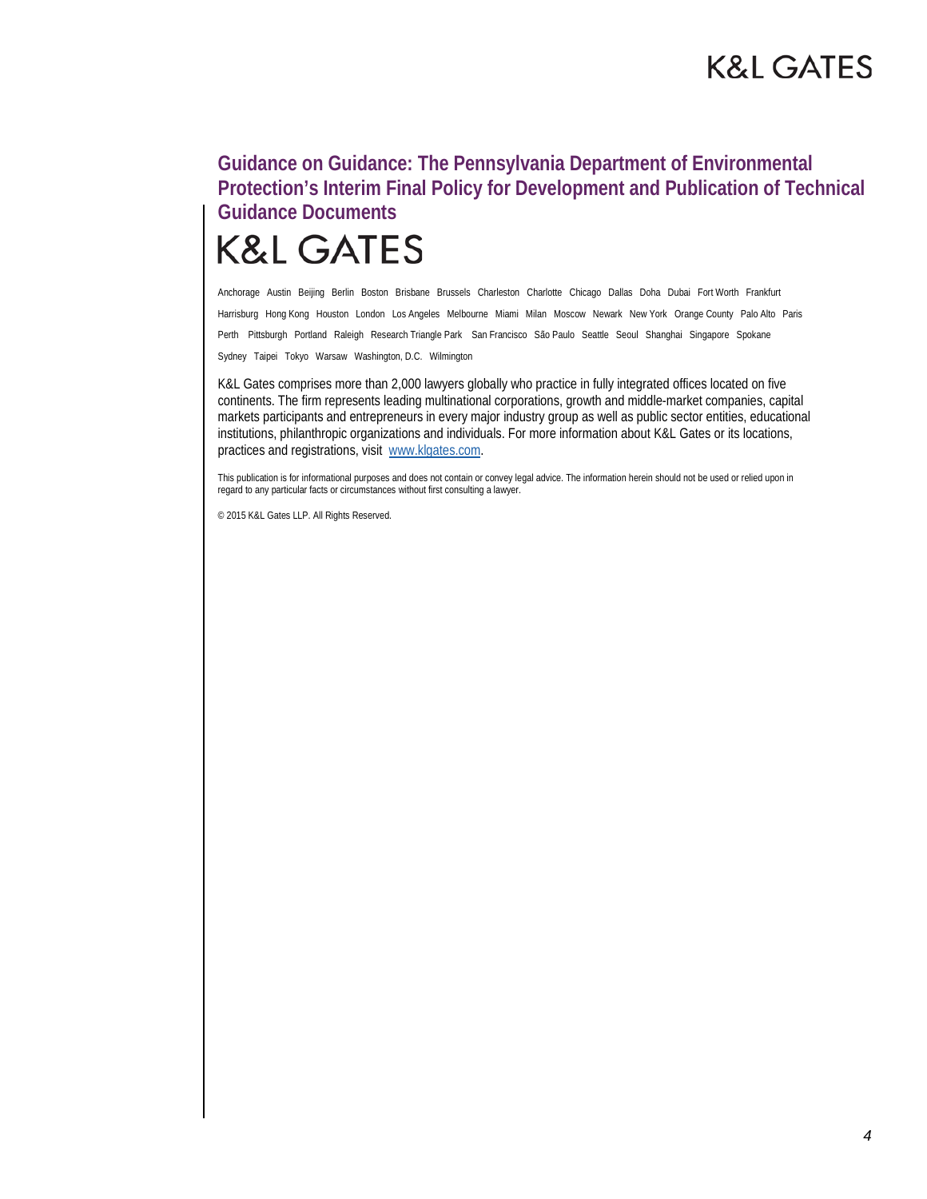**Guidance on Guidance: The Pennsylvania Department of Environmental Protection's Interim Final Policy for Development and Publication of Technical Guidance Documents**

K&L GATES

Anchorage Austin Beijing Berlin Boston Brisbane Brussels Charleston Charlotte Chicago Dallas Doha Dubai Fort Worth Frankfurt Harrisburg Hong Kong Houston London Los Angeles Melbourne Miami Milan Moscow Newark New York Orange County Palo Alto Paris Perth Pittsburgh Portland Raleigh Research Triangle Park San Francisco São Paulo Seattle Seoul Shanghai Singapore Spokane Sydney Taipei Tokyo Warsaw Washington, D.C. Wilmington

K&L Gates comprises more than 2,000 lawyers globally who practice in fully integrated offices located on five continents. The firm represents leading multinational corporations, growth and middle-market companies, capital markets participants and entrepreneurs in every major industry group as well as public sector entities, educational institutions, philanthropic organizations and individuals. For more information about K&L Gates or its locations, practices and registrations, visit [www.klgates.com](http://www.klgates.com).

This publication is for informational purposes and does not contain or convey legal advice. The information herein should not be used or relied upon in regard to any particular facts or circumstances without first consulting a lawyer.

© 2015 K&L Gates LLP. All Rights Reserved.